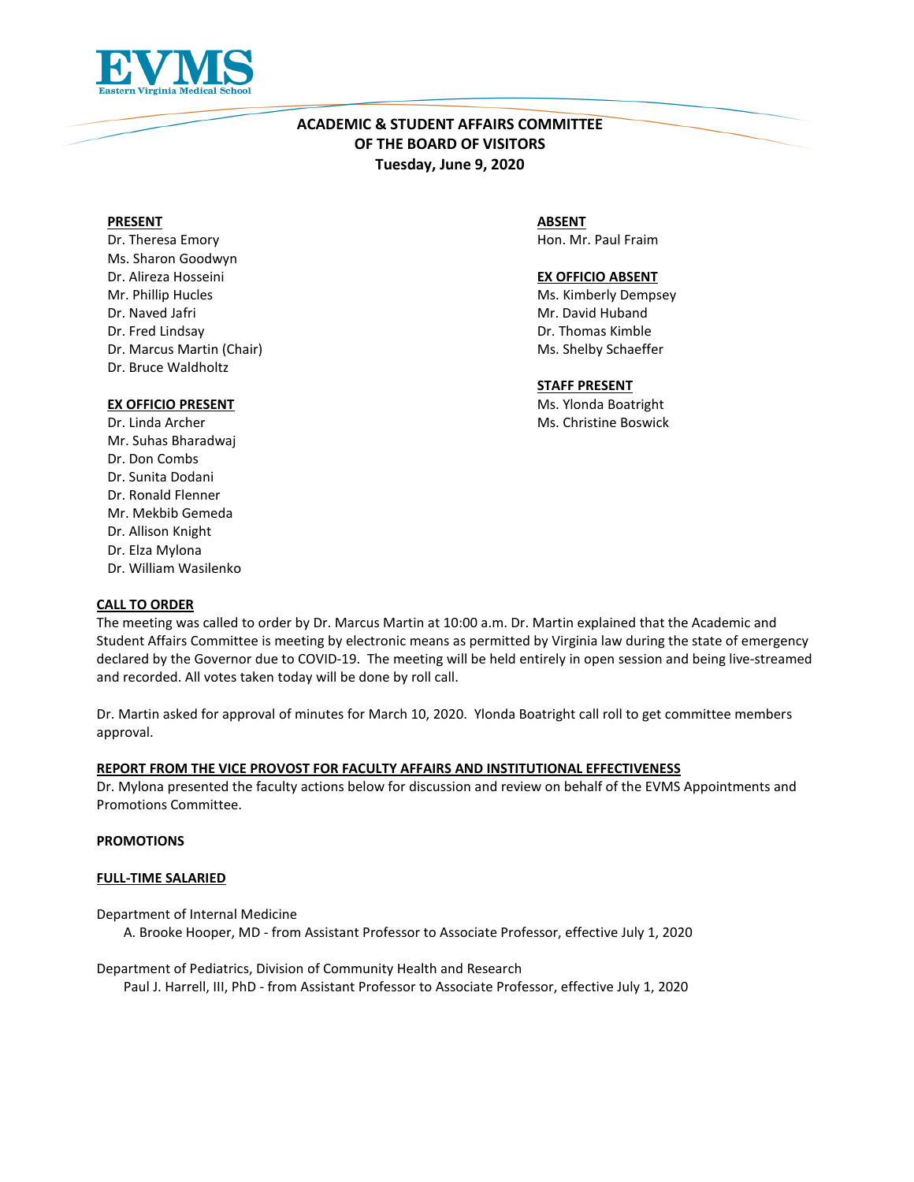EVMS
Eastern Virginia Medical School

# ACADEMIC & STUDENT AFFAIRS COMMITTEE OF THE BOARD OF VISITORS
**Tuesday, June 9, 2020**

**PRESENT**
Dr. Theresa Emory
Ms. Sharon Goodwyn
Dr. Alireza Hosseini
Mr. Phillip Hucles
Dr. Naved Jafri
Dr. Fred Lindsay
Dr. Marcus Martin (Chair)
Dr. Bruce Waldholtz

**EX OFFICIO PRESENT**
Dr. Linda Archer
Mr. Suhas Bharadwaj
Dr. Don Combs
Dr. Sunita Dodani
Dr. Ronald Flenner
Mr. Mekbib Gemeda
Dr. Allison Knight
Dr. Elza Mylona
Dr. William Wasilenko

**ABSENT**
Hon. Mr. Paul Fraim

**EX OFFICIO ABSENT**
Ms. Kimberly Dempsey
Mr. David Huband
Dr. Thomas Kimble
Ms. Shelby Schaeffer

**STAFF PRESENT**
Ms. Ylonda Boatright
Ms. Christine Boswick

**CALL TO ORDER**

The meeting was called to order by Dr. Marcus Martin at 10:00 a.m. Dr. Martin explained that the Academic and Student Affairs Committee is meeting by electronic means as permitted by Virginia law during the state of emergency declared by the Governor due to COVID-19. The meeting will be held entirely in open session and being live-streamed and recorded. All votes taken today will be done by roll call.

Dr. Martin asked for approval of minutes for March 10, 2020. Ylonda Boatright call roll to get committee members approval.

**REPORT FROM THE VICE PROVOST FOR FACULTY AFFAIRS AND INSTITUTIONAL EFFECTIVENESS**

Dr. Mylona presented the faculty actions below for discussion and review on behalf of the EVMS Appointments and Promotions Committee.

**PROMOTIONS**

**FULL-TIME SALARIED**

Department of Internal Medicine
A. Brooke Hooper, MD - from Assistant Professor to Associate Professor, effective July 1, 2020

Department of Pediatrics, Division of Community Health and Research
Paul J. Harrell, III, PhD - from Assistant Professor to Associate Professor, effective July 1, 2020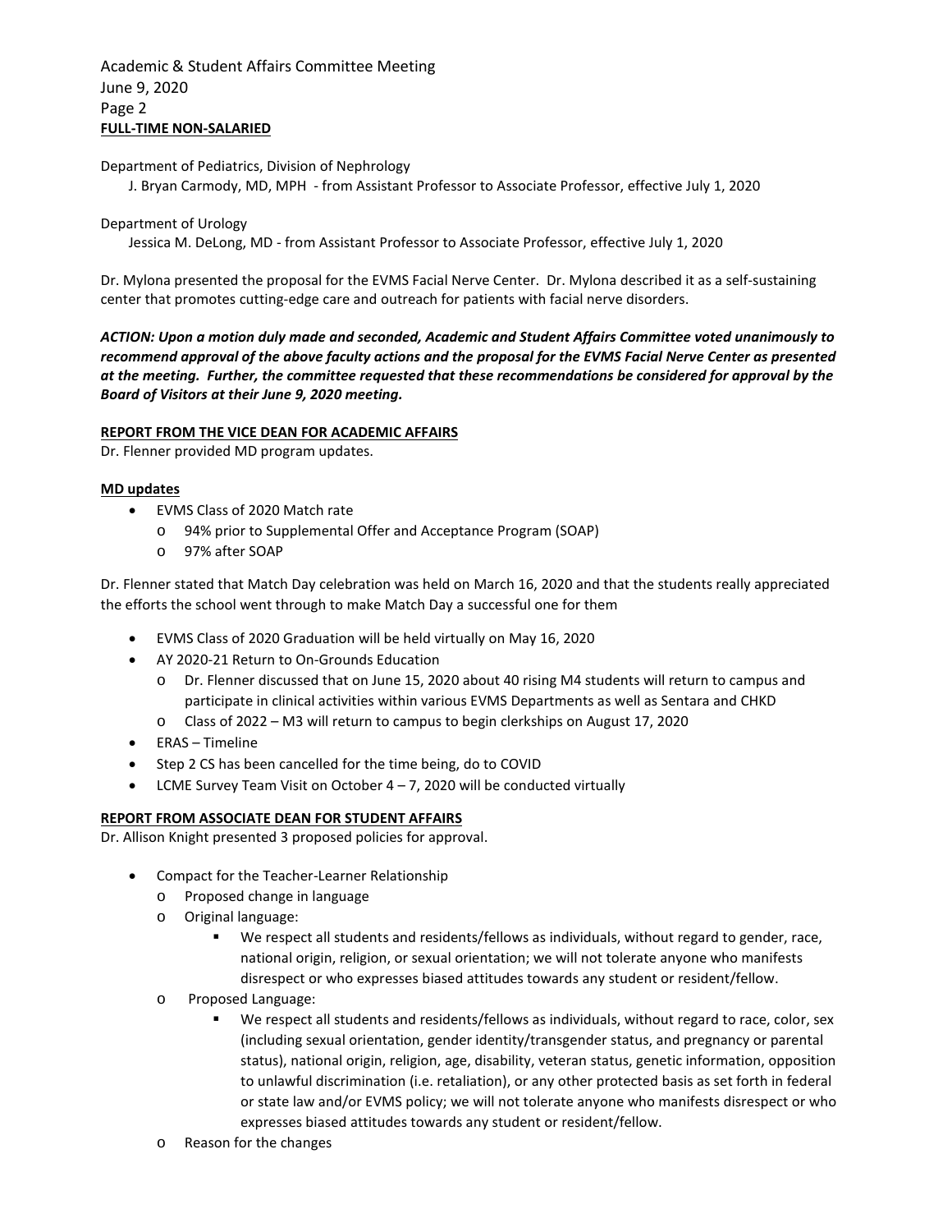**FULL-TIME NON-SALARIED**

Department of Pediatrics, Division of Nephrology
J. Bryan Carmody, MD, MPH - from Assistant Professor to Associate Professor, effective July 1, 2020

Department of Urology
Jessica M. DeLong, MD - from Assistant Professor to Associate Professor, effective July 1, 2020

Dr. Mylona presented the proposal for the EVMS Facial Nerve Center. Dr. Mylona described it as a self-sustaining center that promotes cutting-edge care and outreach for patients with facial nerve disorders.

***ACTION: Upon a motion duly made and seconded, Academic and Student Affairs Committee voted unanimously to recommend approval of the above faculty actions and the proposal for the EVMS Facial Nerve Center as presented at the meeting. Further, the committee requested that these recommendations be considered for approval by the Board of Visitors at their June 9, 2020 meeting.***

**REPORT FROM THE VICE DEAN FOR ACADEMIC AFFAIRS**

Dr. Flenner provided MD program updates.

**MD updates**

- EVMS Class of 2020 Match rate
  - 94% prior to Supplemental Offer and Acceptance Program (SOAP)
  - 97% after SOAP

Dr. Flenner stated that Match Day celebration was held on March 16, 2020 and that the students really appreciated the efforts the school went through to make Match Day a successful one for them

- EVMS Class of 2020 Graduation will be held virtually on May 16, 2020
- AY 2020-21 Return to On-Grounds Education
  - Dr. Flenner discussed that on June 15, 2020 about 40 rising M4 students will return to campus and participate in clinical activities within various EVMS Departments as well as Sentara and CHKD
  - Class of 2022 – M3 will return to campus to begin clerkships on August 17, 2020
- ERAS – Timeline
- Step 2 CS has been cancelled for the time being, do to COVID
- LCME Survey Team Visit on October 4 – 7, 2020 will be conducted virtually

**REPORT FROM ASSOCIATE DEAN FOR STUDENT AFFAIRS**

Dr. Allison Knight presented 3 proposed policies for approval.

- Compact for the Teacher-Learner Relationship
  - Proposed change in language
  - Original language:
    - We respect all students and residents/fellows as individuals, without regard to gender, race, national origin, religion, or sexual orientation; we will not tolerate anyone who manifests disrespect or who expresses biased attitudes towards any student or resident/fellow.
  - Proposed Language:
    - We respect all students and residents/fellows as individuals, without regard to race, color, sex (including sexual orientation, gender identity/transgender status, and pregnancy or parental status), national origin, religion, age, disability, veteran status, genetic information, opposition to unlawful discrimination (i.e. retaliation), or any other protected basis as set forth in federal or state law and/or EVMS policy; we will not tolerate anyone who manifests disrespect or who expresses biased attitudes towards any student or resident/fellow.
  - Reason for the changes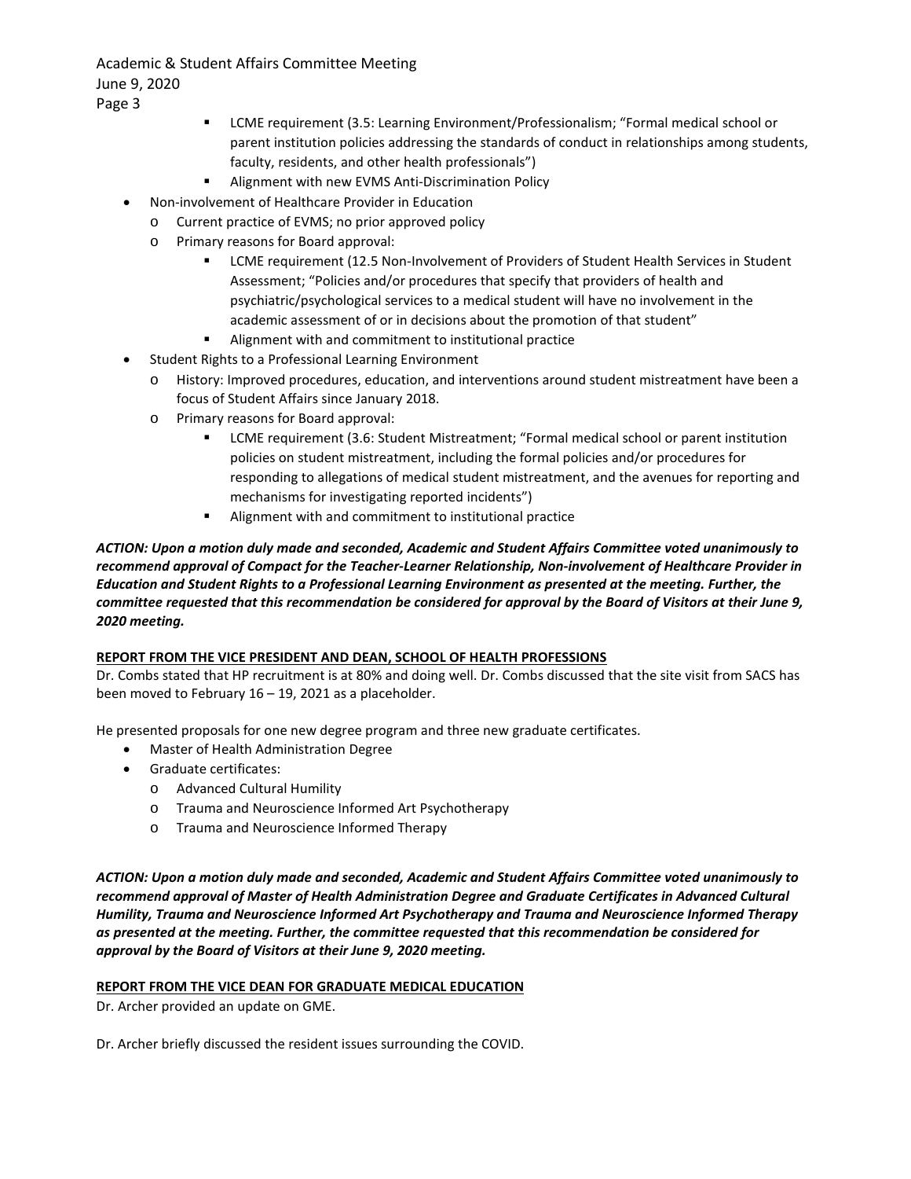- LCME requirement (3.5: Learning Environment/Professionalism; "Formal medical school or parent institution policies addressing the standards of conduct in relationships among students, faculty, residents, and other health professionals")
    - Alignment with new EVMS Anti-Discrimination Policy
- Non-involvement of Healthcare Provider in Education
  - Current practice of EVMS; no prior approved policy
  - Primary reasons for Board approval:
    - LCME requirement (12.5 Non-Involvement of Providers of Student Health Services in Student Assessment; "Policies and/or procedures that specify that providers of health and psychiatric/psychological services to a medical student will have no involvement in the academic assessment of or in decisions about the promotion of that student"
    - Alignment with and commitment to institutional practice
- Student Rights to a Professional Learning Environment
  - History: Improved procedures, education, and interventions around student mistreatment have been a focus of Student Affairs since January 2018.
  - Primary reasons for Board approval:
    - LCME requirement (3.6: Student Mistreatment; "Formal medical school or parent institution policies on student mistreatment, including the formal policies and/or procedures for responding to allegations of medical student mistreatment, and the avenues for reporting and mechanisms for investigating reported incidents")
    - Alignment with and commitment to institutional practice

***ACTION: Upon a motion duly made and seconded, Academic and Student Affairs Committee voted unanimously to recommend approval of Compact for the Teacher-Learner Relationship, Non-involvement of Healthcare Provider in Education and Student Rights to a Professional Learning Environment as presented at the meeting. Further, the committee requested that this recommendation be considered for approval by the Board of Visitors at their June 9, 2020 meeting.***

**REPORT FROM THE VICE PRESIDENT AND DEAN, SCHOOL OF HEALTH PROFESSIONS**

Dr. Combs stated that HP recruitment is at 80% and doing well. Dr. Combs discussed that the site visit from SACS has been moved to February 16 – 19, 2021 as a placeholder.

He presented proposals for one new degree program and three new graduate certificates.

- Master of Health Administration Degree
- Graduate certificates:
  - Advanced Cultural Humility
  - Trauma and Neuroscience Informed Art Psychotherapy
  - Trauma and Neuroscience Informed Therapy

***ACTION: Upon a motion duly made and seconded, Academic and Student Affairs Committee voted unanimously to recommend approval of Master of Health Administration Degree and Graduate Certificates in Advanced Cultural Humility, Trauma and Neuroscience Informed Art Psychotherapy and Trauma and Neuroscience Informed Therapy as presented at the meeting. Further, the committee requested that this recommendation be considered for approval by the Board of Visitors at their June 9, 2020 meeting.***

**REPORT FROM THE VICE DEAN FOR GRADUATE MEDICAL EDUCATION**

Dr. Archer provided an update on GME.

Dr. Archer briefly discussed the resident issues surrounding the COVID.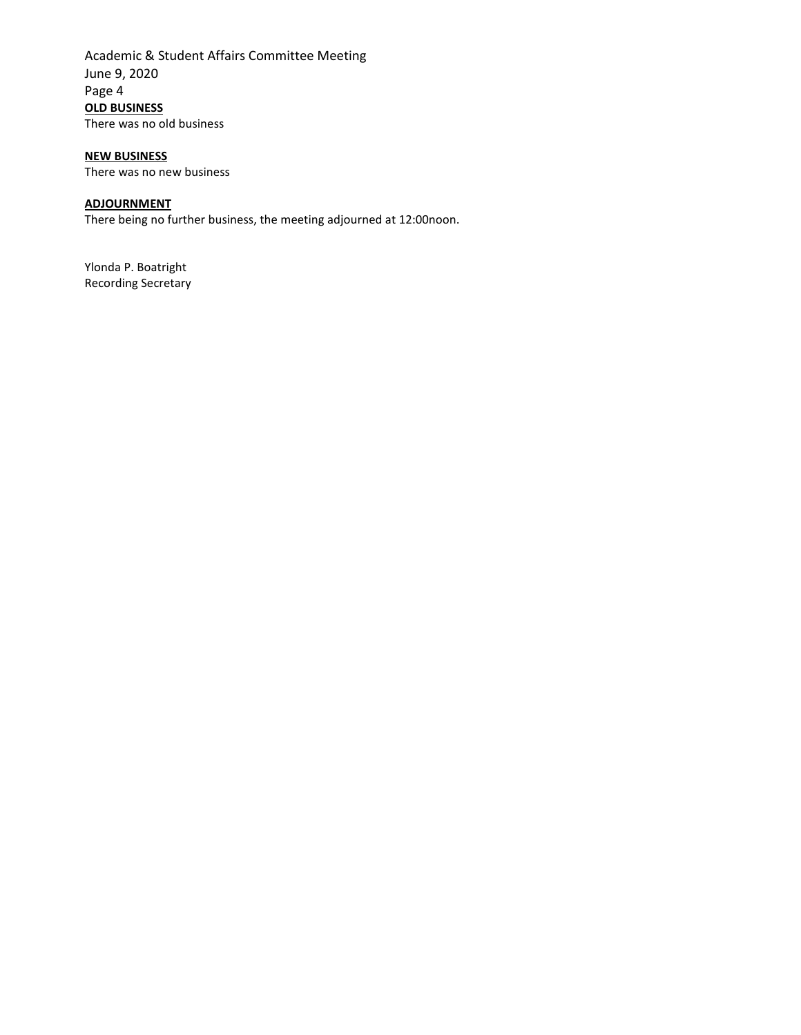**OLD BUSINESS**

There was no old business

**NEW BUSINESS**

There was no new business

**ADJOURNMENT**

There being no further business, the meeting adjourned at 12:00noon.

Ylonda P. Boatright
Recording Secretary